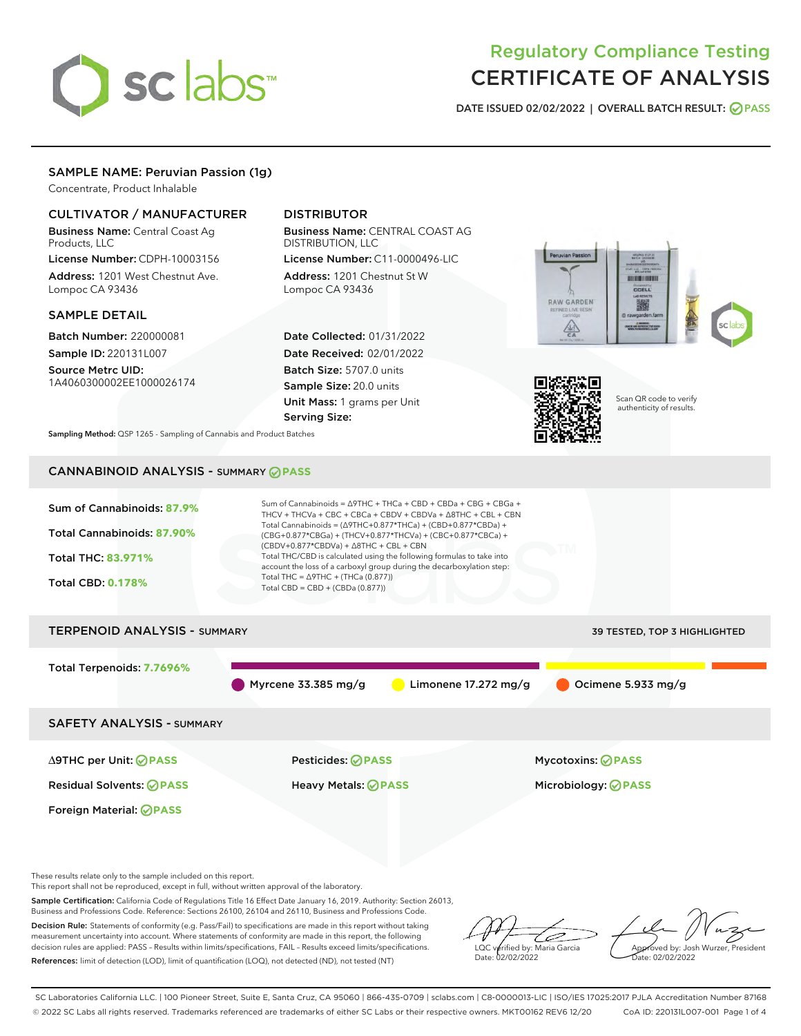# Regulatory Compliance Testing
# CERTIFICATE OF ANALYSIS

DATE ISSUED 02/02/2022 | OVERALL BATCH RESULT: PASS

## SAMPLE NAME: Peruvian Passion (1g)

Concentrate, Product Inhalable

### CULTIVATOR / MANUFACTURER

**Business Name:** Central Coast Ag Products, LLC
**License Number:** CDPH-10003156
**Address:** 1201 West Chestnut Ave. Lompoc CA 93436

### DISTRIBUTOR

**Business Name:** CENTRAL COAST AG DISTRIBUTION, LLC
**License Number:** C11-0000496-LIC
**Address:** 1201 Chestnut St W Lompoc CA 93436

### SAMPLE DETAIL

**Batch Number:** 220000081
**Sample ID:** 220131L007
**Source Metrc UID:** 1A4060300002EE1000026174

**Date Collected:** 01/31/2022
**Date Received:** 02/01/2022
**Batch Size:** 5707.0 units
**Sample Size:** 20.0 units
**Unit Mass:** 1 grams per Unit
**Serving Size:**

Scan QR code to verify authenticity of results.

**Sampling Method:** QSP 1265 - Sampling of Cannabis and Product Batches

## CANNABINOID ANALYSIS - SUMMARY PASS

**Sum of Cannabinoids:** 87.9%
**Total Cannabinoids:** 87.90%
**Total THC:** 83.971%
**Total CBD:** 0.178%

Sum of Cannabinoids = Δ9THC + THCa + CBD + CBDa + CBG + CBGa + THCV + THCVa + CBC + CBCa + CBDV + CBDVa + Δ8THC + CBL + CBN
Total Cannabinoids = (Δ9THC+0.877*THCa) + (CBD+0.877*CBDa) + (CBG+0.877*CBGa) + (THCV+0.877*THCVa) + (CBC+0.877*CBCa) + (CBDV+0.877*CBDVa) + Δ8THC + CBL + CBN
Total THC/CBD is calculated using the following formulas to take into account the loss of a carboxyl group during the decarboxylation step:
Total THC = Δ9THC + (THCa (0.877))
Total CBD = CBD + (CBDa (0.877))

## TERPENOID ANALYSIS - SUMMARY

39 TESTED, TOP 3 HIGHLIGHTED

**Total Terpenoids:** 7.7696%

Myrcene 33.385 mg/g | Limonene 17.272 mg/g | Ocimene 5.933 mg/g

## SAFETY ANALYSIS - SUMMARY

| | | |
|---|---|---|
| Δ9THC per Unit: PASS | Pesticides: PASS | Mycotoxins: PASS |
| Residual Solvents: PASS | Heavy Metals: PASS | Microbiology: PASS |
| Foreign Material: PASS | | |

These results relate only to the sample included on this report.
This report shall not be reproduced, except in full, without written approval of the laboratory.

**Sample Certification:** California Code of Regulations Title 16 Effect Date January 16, 2019. Authority: Section 26013, Business and Professions Code. Reference: Sections 26100, 26104 and 26110, Business and Professions Code.

**Decision Rule:** Statements of conformity (e.g. Pass/Fail) to specifications are made in this report without taking measurement uncertainty into account. Where statements of conformity are made in this report, the following decision rules are applied: PASS – Results within limits/specifications, FAIL – Results exceed limits/specifications.

**References:** limit of detection (LOD), limit of quantification (LOQ), not detected (ND), not tested (NT)

LQC verified by: Maria Garcia
Date: 02/02/2022

Approved by: Josh Wurzer, President
Date: 02/02/2022

SC Laboratories California LLC. | 100 Pioneer Street, Suite E, Santa Cruz, CA 95060 | 866-435-0709 | sclabs.com | C8-0000013-LIC | ISO/IES 17025:2017 PJLA Accreditation Number 87168
© 2022 SC Labs all rights reserved. Trademarks referenced are trademarks of either SC Labs or their respective owners. MKT00162 REV6 12/20 CoA ID: 220131L007-001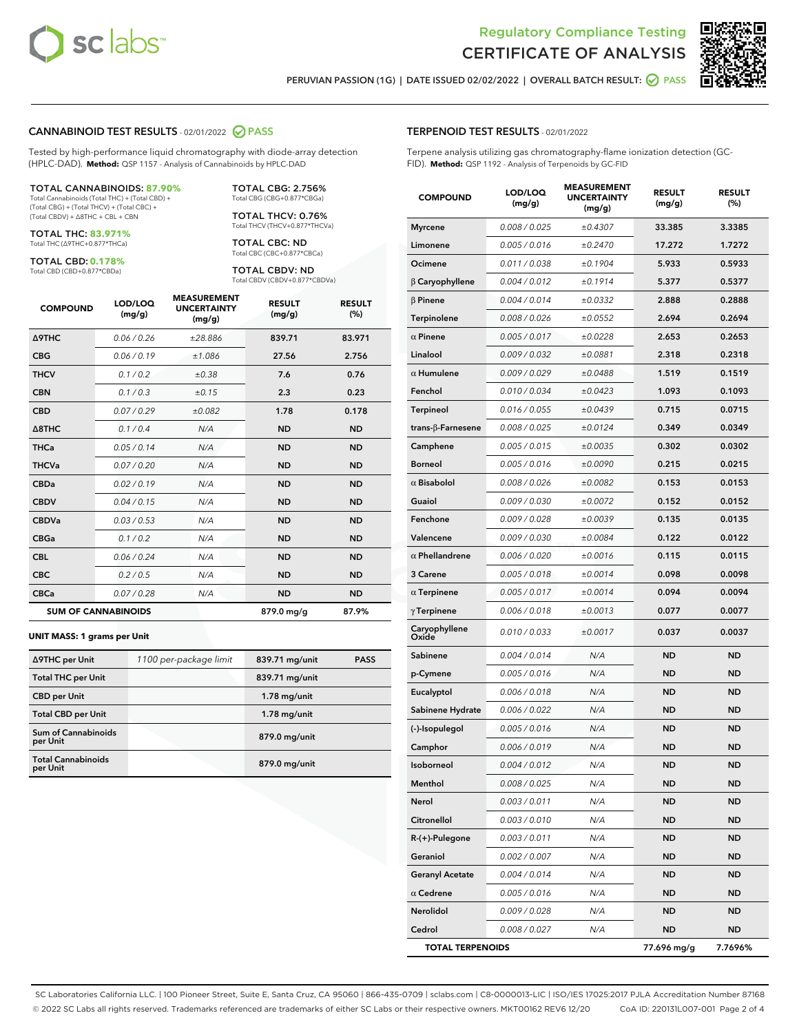## Regulatory Compliance Testing
# CERTIFICATE OF ANALYSIS

PERUVIAN PASSION (1G) | DATE ISSUED 02/02/2022 | OVERALL BATCH RESULT: PASS

## CANNABINOID TEST RESULTS - 02/01/2022 PASS

Tested by high-performance liquid chromatography with diode-array detection (HPLC-DAD). **Method:** QSP 1157 - Analysis of Cannabinoids by HPLC-DAD

**TOTAL CANNABINOIDS: 87.90%**
Total Cannabinoids (Total THC) + (Total CBD) + (Total CBG) + (Total THCV) + (Total CBC) + (Total CBDV) + Δ8THC + CBL + CBN

**TOTAL THC: 83.971%**
Total THC (Δ9THC+0.877*THCa)

**TOTAL CBD: 0.178%**
Total CBD (CBD+0.877*CBDa)

**TOTAL CBG: 2.756%**
Total CBG (CBG+0.877*CBGa)

**TOTAL THCV: 0.76%**
Total THCV (THCV+0.877*THCVa)

**TOTAL CBC: ND**
Total CBC (CBC+0.877*CBCa)

**TOTAL CBDV: ND**
Total CBDV (CBDV+0.877*CBDVa)

| COMPOUND | LOD/LOQ (mg/g) | MEASUREMENT UNCERTAINTY (mg/g) | RESULT (mg/g) | RESULT (%) |
|---|---|---|---|---|
| Δ9THC | 0.06 / 0.26 | ±28.886 | 839.71 | 83.971 |
| CBG | 0.06 / 0.19 | ±1.086 | 27.56 | 2.756 |
| THCV | 0.1 / 0.2 | ±0.38 | 7.6 | 0.76 |
| CBN | 0.1 / 0.3 | ±0.15 | 2.3 | 0.23 |
| CBD | 0.07 / 0.29 | ±0.082 | 1.78 | 0.178 |
| Δ8THC | 0.1 / 0.4 | N/A | ND | ND |
| THCa | 0.05 / 0.14 | N/A | ND | ND |
| THCVa | 0.07 / 0.20 | N/A | ND | ND |
| CBDa | 0.02 / 0.19 | N/A | ND | ND |
| CBDV | 0.04 / 0.15 | N/A | ND | ND |
| CBDVa | 0.03 / 0.53 | N/A | ND | ND |
| CBGa | 0.1 / 0.2 | N/A | ND | ND |
| CBL | 0.06 / 0.24 | N/A | ND | ND |
| CBC | 0.2 / 0.5 | N/A | ND | ND |
| CBCa | 0.07 / 0.28 | N/A | ND | ND |
| **SUM OF CANNABINOIDS** | | | 879.0 mg/g | 87.9% |

**UNIT MASS: 1 grams per Unit**

| | | | |
|---|---|---|---|
| Δ9THC per Unit | 1100 per-package limit | 839.71 mg/unit | PASS |
| Total THC per Unit | | 839.71 mg/unit | |
| CBD per Unit | | 1.78 mg/unit | |
| Total CBD per Unit | | 1.78 mg/unit | |
| Sum of Cannabinoids per Unit | | 879.0 mg/unit | |
| Total Cannabinoids per Unit | | 879.0 mg/unit | |

## TERPENOID TEST RESULTS - 02/01/2022

Terpene analysis utilizing gas chromatography-flame ionization detection (GC-FID). **Method:** QSP 1192 - Analysis of Terpenoids by GC-FID

| COMPOUND | LOD/LOQ (mg/g) | MEASUREMENT UNCERTAINTY (mg/g) | RESULT (mg/g) | RESULT (%) |
|---|---|---|---|---|
| Myrcene | 0.008 / 0.025 | ±0.4307 | 33.385 | 3.3385 |
| Limonene | 0.005 / 0.016 | ±0.2470 | 17.272 | 1.7272 |
| Ocimene | 0.011 / 0.038 | ±0.1904 | 5.933 | 0.5933 |
| β Caryophyllene | 0.004 / 0.012 | ±0.1914 | 5.377 | 0.5377 |
| β Pinene | 0.004 / 0.014 | ±0.0332 | 2.888 | 0.2888 |
| Terpinolene | 0.008 / 0.026 | ±0.0552 | 2.694 | 0.2694 |
| α Pinene | 0.005 / 0.017 | ±0.0228 | 2.653 | 0.2653 |
| Linalool | 0.009 / 0.032 | ±0.0881 | 2.318 | 0.2318 |
| α Humulene | 0.009 / 0.029 | ±0.0488 | 1.519 | 0.1519 |
| Fenchol | 0.010 / 0.034 | ±0.0423 | 1.093 | 0.1093 |
| Terpineol | 0.016 / 0.055 | ±0.0439 | 0.715 | 0.0715 |
| trans-β-Farnesene | 0.008 / 0.025 | ±0.0124 | 0.349 | 0.0349 |
| Camphene | 0.005 / 0.015 | ±0.0035 | 0.302 | 0.0302 |
| Borneol | 0.005 / 0.016 | ±0.0090 | 0.215 | 0.0215 |
| α Bisabolol | 0.008 / 0.026 | ±0.0082 | 0.153 | 0.0153 |
| Guaiol | 0.009 / 0.030 | ±0.0072 | 0.152 | 0.0152 |
| Fenchone | 0.009 / 0.028 | ±0.0039 | 0.135 | 0.0135 |
| Valencene | 0.009 / 0.030 | ±0.0084 | 0.122 | 0.0122 |
| α Phellandrene | 0.006 / 0.020 | ±0.0016 | 0.115 | 0.0115 |
| 3 Carene | 0.005 / 0.018 | ±0.0014 | 0.098 | 0.0098 |
| α Terpinene | 0.005 / 0.017 | ±0.0014 | 0.094 | 0.0094 |
| γ Terpinene | 0.006 / 0.018 | ±0.0013 | 0.077 | 0.0077 |
| Caryophyllene Oxide | 0.010 / 0.033 | ±0.0017 | 0.037 | 0.0037 |
| Sabinene | 0.004 / 0.014 | N/A | ND | ND |
| p-Cymene | 0.005 / 0.016 | N/A | ND | ND |
| Eucalyptol | 0.006 / 0.018 | N/A | ND | ND |
| Sabinene Hydrate | 0.006 / 0.022 | N/A | ND | ND |
| (-)-Isopulegol | 0.005 / 0.016 | N/A | ND | ND |
| Camphor | 0.006 / 0.019 | N/A | ND | ND |
| Isoborneol | 0.004 / 0.012 | N/A | ND | ND |
| Menthol | 0.008 / 0.025 | N/A | ND | ND |
| Nerol | 0.003 / 0.011 | N/A | ND | ND |
| Citronellol | 0.003 / 0.010 | N/A | ND | ND |
| R-(+)-Pulegone | 0.003 / 0.011 | N/A | ND | ND |
| Geraniol | 0.002 / 0.007 | N/A | ND | ND |
| Geranyl Acetate | 0.004 / 0.014 | N/A | ND | ND |
| α Cedrene | 0.005 / 0.016 | N/A | ND | ND |
| Nerolidol | 0.009 / 0.028 | N/A | ND | ND |
| Cedrol | 0.008 / 0.027 | N/A | ND | ND |
| **TOTAL TERPENOIDS** | | | 77.696 mg/g | 7.7696% |

SC Laboratories California LLC. | 100 Pioneer Street, Suite E, Santa Cruz, CA 95060 | 866-435-0709 | sclabs.com | C8-0000013-LIC | ISO/IES 17025:2017 PJLA Accreditation Number 87168
© 2022 SC Labs all rights reserved. Trademarks referenced are trademarks of either SC Labs or their respective owners. MKT00162 REV6 12/20 CoA ID: 220131L007-001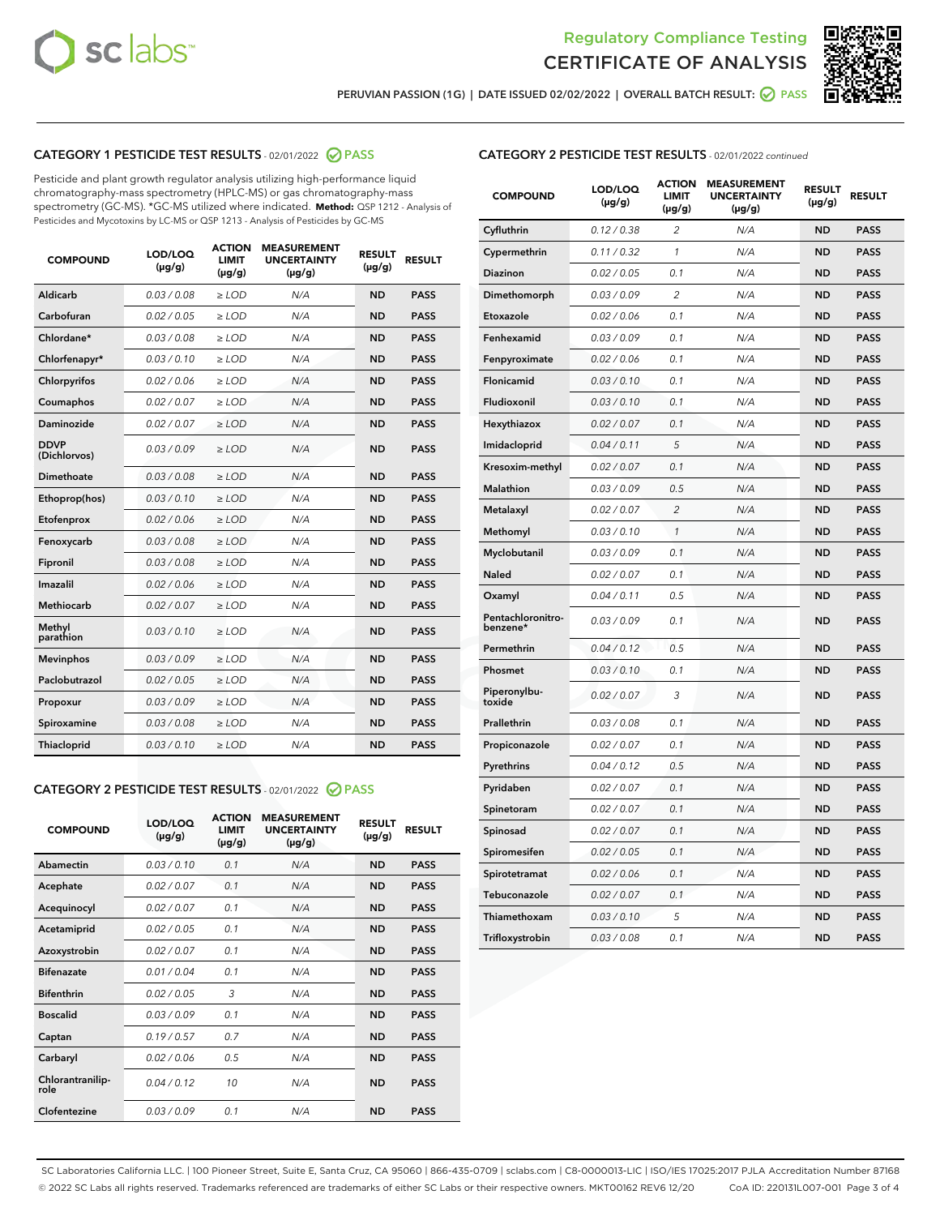Regulatory Compliance Testing

# CERTIFICATE OF ANALYSIS

PERUVIAN PASSION (1G) | DATE ISSUED 02/02/2022 | OVERALL BATCH RESULT: PASS

## CATEGORY 1 PESTICIDE TEST RESULTS - 02/01/2022 PASS

Pesticide and plant growth regulator analysis utilizing high-performance liquid chromatography-mass spectrometry (HPLC-MS) or gas chromatography-mass spectrometry (GC-MS). *GC-MS utilized where indicated. **Method:** QSP 1212 - Analysis of Pesticides and Mycotoxins by LC-MS or QSP 1213 - Analysis of Pesticides by GC-MS

| COMPOUND | LOD/LOQ (µg/g) | ACTION LIMIT (µg/g) | MEASUREMENT UNCERTAINTY (µg/g) | RESULT (µg/g) | RESULT |
|---|---|---|---|---|---|
| Aldicarb | 0.03 / 0.08 | ≥ LOD | N/A | ND | PASS |
| Carbofuran | 0.02 / 0.05 | ≥ LOD | N/A | ND | PASS |
| Chlordane* | 0.03 / 0.08 | ≥ LOD | N/A | ND | PASS |
| Chlorfenapyr* | 0.03 / 0.10 | ≥ LOD | N/A | ND | PASS |
| Chlorpyrifos | 0.02 / 0.06 | ≥ LOD | N/A | ND | PASS |
| Coumaphos | 0.02 / 0.07 | ≥ LOD | N/A | ND | PASS |
| Daminozide | 0.02 / 0.07 | ≥ LOD | N/A | ND | PASS |
| DDVP (Dichlorvos) | 0.03 / 0.09 | ≥ LOD | N/A | ND | PASS |
| Dimethoate | 0.03 / 0.08 | ≥ LOD | N/A | ND | PASS |
| Ethoprop(hos) | 0.03 / 0.10 | ≥ LOD | N/A | ND | PASS |
| Etofenprox | 0.02 / 0.06 | ≥ LOD | N/A | ND | PASS |
| Fenoxycarb | 0.03 / 0.08 | ≥ LOD | N/A | ND | PASS |
| Fipronil | 0.03 / 0.08 | ≥ LOD | N/A | ND | PASS |
| Imazalil | 0.02 / 0.06 | ≥ LOD | N/A | ND | PASS |
| Methiocarb | 0.02 / 0.07 | ≥ LOD | N/A | ND | PASS |
| Methyl parathion | 0.03 / 0.10 | ≥ LOD | N/A | ND | PASS |
| Mevinphos | 0.03 / 0.09 | ≥ LOD | N/A | ND | PASS |
| Paclobutrazol | 0.02 / 0.05 | ≥ LOD | N/A | ND | PASS |
| Propoxur | 0.03 / 0.09 | ≥ LOD | N/A | ND | PASS |
| Spiroxamine | 0.03 / 0.08 | ≥ LOD | N/A | ND | PASS |
| Thiacloprid | 0.03 / 0.10 | ≥ LOD | N/A | ND | PASS |

## CATEGORY 2 PESTICIDE TEST RESULTS - 02/01/2022 PASS

| COMPOUND | LOD/LOQ (µg/g) | ACTION LIMIT (µg/g) | MEASUREMENT UNCERTAINTY (µg/g) | RESULT (µg/g) | RESULT |
|---|---|---|---|---|---|
| Abamectin | 0.03 / 0.10 | 0.1 | N/A | ND | PASS |
| Acephate | 0.02 / 0.07 | 0.1 | N/A | ND | PASS |
| Acequinocyl | 0.02 / 0.07 | 0.1 | N/A | ND | PASS |
| Acetamiprid | 0.02 / 0.05 | 0.1 | N/A | ND | PASS |
| Azoxystrobin | 0.02 / 0.07 | 0.1 | N/A | ND | PASS |
| Bifenazate | 0.01 / 0.04 | 0.1 | N/A | ND | PASS |
| Bifenthrin | 0.02 / 0.05 | 3 | N/A | ND | PASS |
| Boscalid | 0.03 / 0.09 | 0.1 | N/A | ND | PASS |
| Captan | 0.19 / 0.57 | 0.7 | N/A | ND | PASS |
| Carbaryl | 0.02 / 0.06 | 0.5 | N/A | ND | PASS |
| Chlorantraniliprole | 0.04 / 0.12 | 10 | N/A | ND | PASS |
| Clofentezine | 0.03 / 0.09 | 0.1 | N/A | ND | PASS |
| Cyfluthrin | 0.12 / 0.38 | 2 | N/A | ND | PASS |
| Cypermethrin | 0.11 / 0.32 | 1 | N/A | ND | PASS |
| Diazinon | 0.02 / 0.05 | 0.1 | N/A | ND | PASS |
| Dimethomorph | 0.03 / 0.09 | 2 | N/A | ND | PASS |
| Etoxazole | 0.02 / 0.06 | 0.1 | N/A | ND | PASS |
| Fenhexamid | 0.03 / 0.09 | 0.1 | N/A | ND | PASS |
| Fenpyroximate | 0.02 / 0.06 | 0.1 | N/A | ND | PASS |
| Flonicamid | 0.03 / 0.10 | 0.1 | N/A | ND | PASS |
| Fludioxonil | 0.03 / 0.10 | 0.1 | N/A | ND | PASS |
| Hexythiazox | 0.02 / 0.07 | 0.1 | N/A | ND | PASS |
| Imidacloprid | 0.04 / 0.11 | 5 | N/A | ND | PASS |
| Kresoxim-methyl | 0.02 / 0.07 | 0.1 | N/A | ND | PASS |
| Malathion | 0.03 / 0.09 | 0.5 | N/A | ND | PASS |
| Metalaxyl | 0.02 / 0.07 | 2 | N/A | ND | PASS |
| Methomyl | 0.03 / 0.10 | 1 | N/A | ND | PASS |
| Myclobutanil | 0.03 / 0.09 | 0.1 | N/A | ND | PASS |
| Naled | 0.02 / 0.07 | 0.1 | N/A | ND | PASS |
| Oxamyl | 0.04 / 0.11 | 0.5 | N/A | ND | PASS |
| Pentachloronitrobenzene* | 0.03 / 0.09 | 0.1 | N/A | ND | PASS |
| Permethrin | 0.04 / 0.12 | 0.5 | N/A | ND | PASS |
| Phosmet | 0.03 / 0.10 | 0.1 | N/A | ND | PASS |
| Piperonylbutoxide | 0.02 / 0.07 | 3 | N/A | ND | PASS |
| Prallethrin | 0.03 / 0.08 | 0.1 | N/A | ND | PASS |
| Propiconazole | 0.02 / 0.07 | 0.1 | N/A | ND | PASS |
| Pyrethrins | 0.04 / 0.12 | 0.5 | N/A | ND | PASS |
| Pyridaben | 0.02 / 0.07 | 0.1 | N/A | ND | PASS |
| Spinetoram | 0.02 / 0.07 | 0.1 | N/A | ND | PASS |
| Spinosad | 0.02 / 0.07 | 0.1 | N/A | ND | PASS |
| Spiromesifen | 0.02 / 0.05 | 0.1 | N/A | ND | PASS |
| Spirotetramat | 0.02 / 0.06 | 0.1 | N/A | ND | PASS |
| Tebuconazole | 0.02 / 0.07 | 0.1 | N/A | ND | PASS |
| Thiamethoxam | 0.03 / 0.10 | 5 | N/A | ND | PASS |
| Trifloxystrobin | 0.03 / 0.08 | 0.1 | N/A | ND | PASS |

SC Laboratories California LLC. | 100 Pioneer Street, Suite E, Santa Cruz, CA 95060 | 866-435-0709 | sclabs.com | C8-0000013-LIC | ISO/IES 17025:2017 PJLA Accreditation Number 87168
© 2022 SC Labs all rights reserved. Trademarks referenced are trademarks of either SC Labs or their respective owners. MKT00162 REV6 12/20 CoA ID: 220131L007-001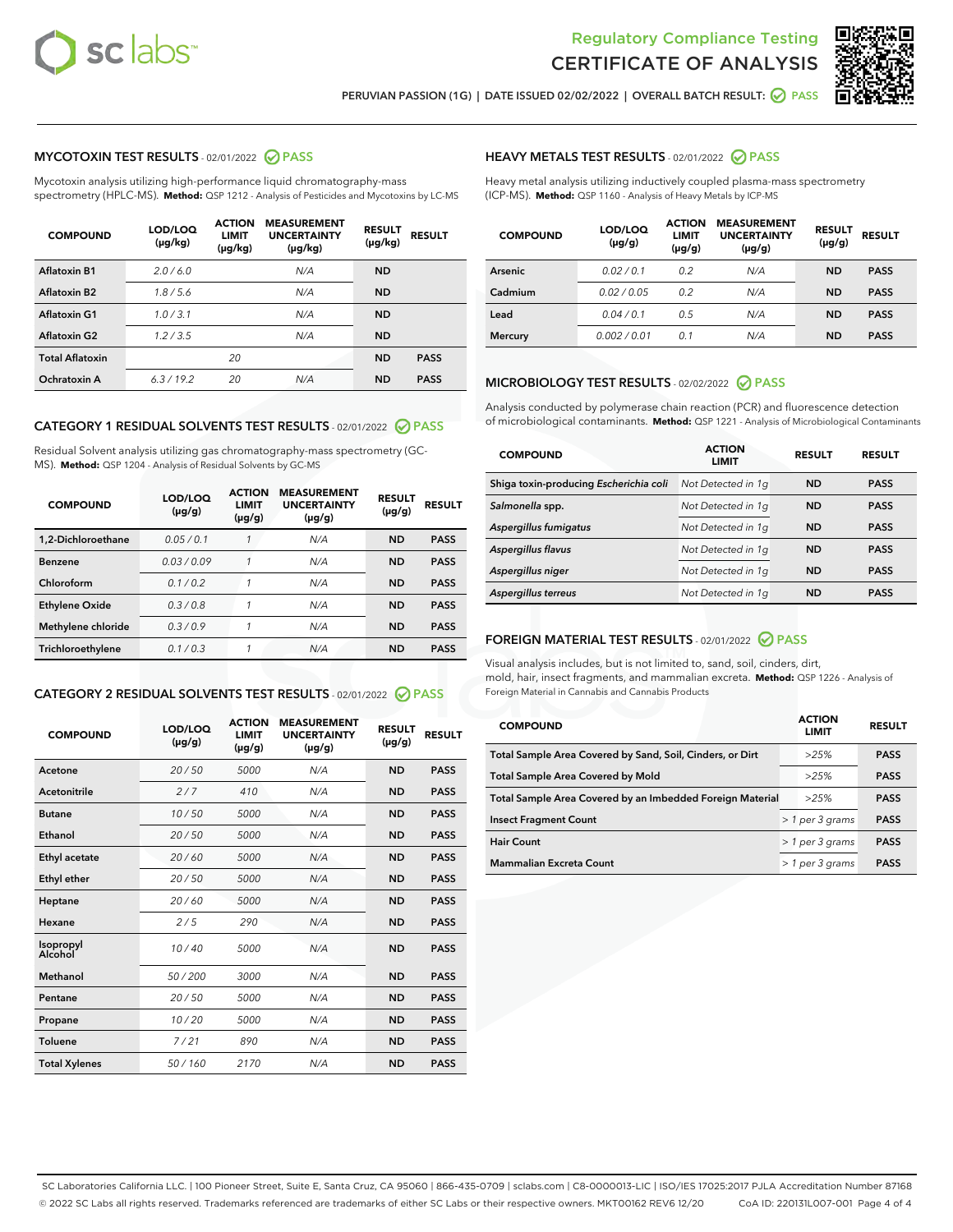Regulatory Compliance Testing
# CERTIFICATE OF ANALYSIS

PERUVIAN PASSION (1G) | DATE ISSUED 02/02/2022 | OVERALL BATCH RESULT: PASS

## MYCOTOXIN TEST RESULTS - 02/01/2022 PASS

Mycotoxin analysis utilizing high-performance liquid chromatography-mass spectrometry (HPLC-MS). **Method:** QSP 1212 - Analysis of Pesticides and Mycotoxins by LC-MS

| COMPOUND | LOD/LOQ (μg/kg) | ACTION LIMIT (μg/kg) | MEASUREMENT UNCERTAINTY (μg/kg) | RESULT (μg/kg) | RESULT |
|---|---|---|---|---|---|
| Aflatoxin B1 | 2.0 / 6.0 | | N/A | ND | |
| Aflatoxin B2 | 1.8 / 5.6 | | N/A | ND | |
| Aflatoxin G1 | 1.0 / 3.1 | | N/A | ND | |
| Aflatoxin G2 | 1.2 / 3.5 | | N/A | ND | |
| Total Aflatoxin | | 20 | | ND | PASS |
| Ochratoxin A | 6.3 / 19.2 | 20 | N/A | ND | PASS |

## CATEGORY 1 RESIDUAL SOLVENTS TEST RESULTS - 02/01/2022 PASS

Residual Solvent analysis utilizing gas chromatography-mass spectrometry (GC-MS). **Method:** QSP 1204 - Analysis of Residual Solvents by GC-MS

| COMPOUND | LOD/LOQ (μg/g) | ACTION LIMIT (μg/g) | MEASUREMENT UNCERTAINTY (μg/g) | RESULT (μg/g) | RESULT |
|---|---|---|---|---|---|
| 1,2-Dichloroethane | 0.05 / 0.1 | 1 | N/A | ND | PASS |
| Benzene | 0.03 / 0.09 | 1 | N/A | ND | PASS |
| Chloroform | 0.1 / 0.2 | 1 | N/A | ND | PASS |
| Ethylene Oxide | 0.3 / 0.8 | 1 | N/A | ND | PASS |
| Methylene chloride | 0.3 / 0.9 | 1 | N/A | ND | PASS |
| Trichloroethylene | 0.1 / 0.3 | 1 | N/A | ND | PASS |

## CATEGORY 2 RESIDUAL SOLVENTS TEST RESULTS - 02/01/2022 PASS

| COMPOUND | LOD/LOQ (μg/g) | ACTION LIMIT (μg/g) | MEASUREMENT UNCERTAINTY (μg/g) | RESULT (μg/g) | RESULT |
|---|---|---|---|---|---|
| Acetone | 20 / 50 | 5000 | N/A | ND | PASS |
| Acetonitrile | 2 / 7 | 410 | N/A | ND | PASS |
| Butane | 10 / 50 | 5000 | N/A | ND | PASS |
| Ethanol | 20 / 50 | 5000 | N/A | ND | PASS |
| Ethyl acetate | 20 / 60 | 5000 | N/A | ND | PASS |
| Ethyl ether | 20 / 50 | 5000 | N/A | ND | PASS |
| Heptane | 20 / 60 | 5000 | N/A | ND | PASS |
| Hexane | 2 / 5 | 290 | N/A | ND | PASS |
| Isopropyl Alcohol | 10 / 40 | 5000 | N/A | ND | PASS |
| Methanol | 50 / 200 | 3000 | N/A | ND | PASS |
| Pentane | 20 / 50 | 5000 | N/A | ND | PASS |
| Propane | 10 / 20 | 5000 | N/A | ND | PASS |
| Toluene | 7 / 21 | 890 | N/A | ND | PASS |
| Total Xylenes | 50 / 160 | 2170 | N/A | ND | PASS |

## HEAVY METALS TEST RESULTS - 02/01/2022 PASS

Heavy metal analysis utilizing inductively coupled plasma-mass spectrometry (ICP-MS). **Method:** QSP 1160 - Analysis of Heavy Metals by ICP-MS

| COMPOUND | LOD/LOQ (μg/g) | ACTION LIMIT (μg/g) | MEASUREMENT UNCERTAINTY (μg/g) | RESULT (μg/g) | RESULT |
|---|---|---|---|---|---|
| Arsenic | 0.02 / 0.1 | 0.2 | N/A | ND | PASS |
| Cadmium | 0.02 / 0.05 | 0.2 | N/A | ND | PASS |
| Lead | 0.04 / 0.1 | 0.5 | N/A | ND | PASS |
| Mercury | 0.002 / 0.01 | 0.1 | N/A | ND | PASS |

## MICROBIOLOGY TEST RESULTS - 02/02/2022 PASS

Analysis conducted by polymerase chain reaction (PCR) and fluorescence detection of microbiological contaminants. **Method:** QSP 1221 - Analysis of Microbiological Contaminants

| COMPOUND | ACTION LIMIT | RESULT | RESULT |
|---|---|---|---|
| Shiga toxin-producing *Escherichia coli* | Not Detected in 1g | ND | PASS |
| *Salmonella* spp. | Not Detected in 1g | ND | PASS |
| *Aspergillus fumigatus* | Not Detected in 1g | ND | PASS |
| *Aspergillus flavus* | Not Detected in 1g | ND | PASS |
| *Aspergillus niger* | Not Detected in 1g | ND | PASS |
| *Aspergillus terreus* | Not Detected in 1g | ND | PASS |

## FOREIGN MATERIAL TEST RESULTS - 02/01/2022 PASS

Visual analysis includes, but is not limited to, sand, soil, cinders, dirt, mold, hair, insect fragments, and mammalian excreta. **Method:** QSP 1226 - Analysis of Foreign Material in Cannabis and Cannabis Products

| COMPOUND | ACTION LIMIT | RESULT |
|---|---|---|
| Total Sample Area Covered by Sand, Soil, Cinders, or Dirt | >25% | PASS |
| Total Sample Area Covered by Mold | >25% | PASS |
| Total Sample Area Covered by an Imbedded Foreign Material | >25% | PASS |
| Insect Fragment Count | > 1 per 3 grams | PASS |
| Hair Count | > 1 per 3 grams | PASS |
| Mammalian Excreta Count | > 1 per 3 grams | PASS |

SC Laboratories California LLC. | 100 Pioneer Street, Suite E, Santa Cruz, CA 95060 | 866-435-0709 | sclabs.com | C8-0000013-LIC | ISO/IES 17025:2017 PJLA Accreditation Number 87168
© 2022 SC Labs all rights reserved. Trademarks referenced are trademarks of either SC Labs or their respective owners. MKT00162 REV6 12/20 CoA ID: 220131L007-001